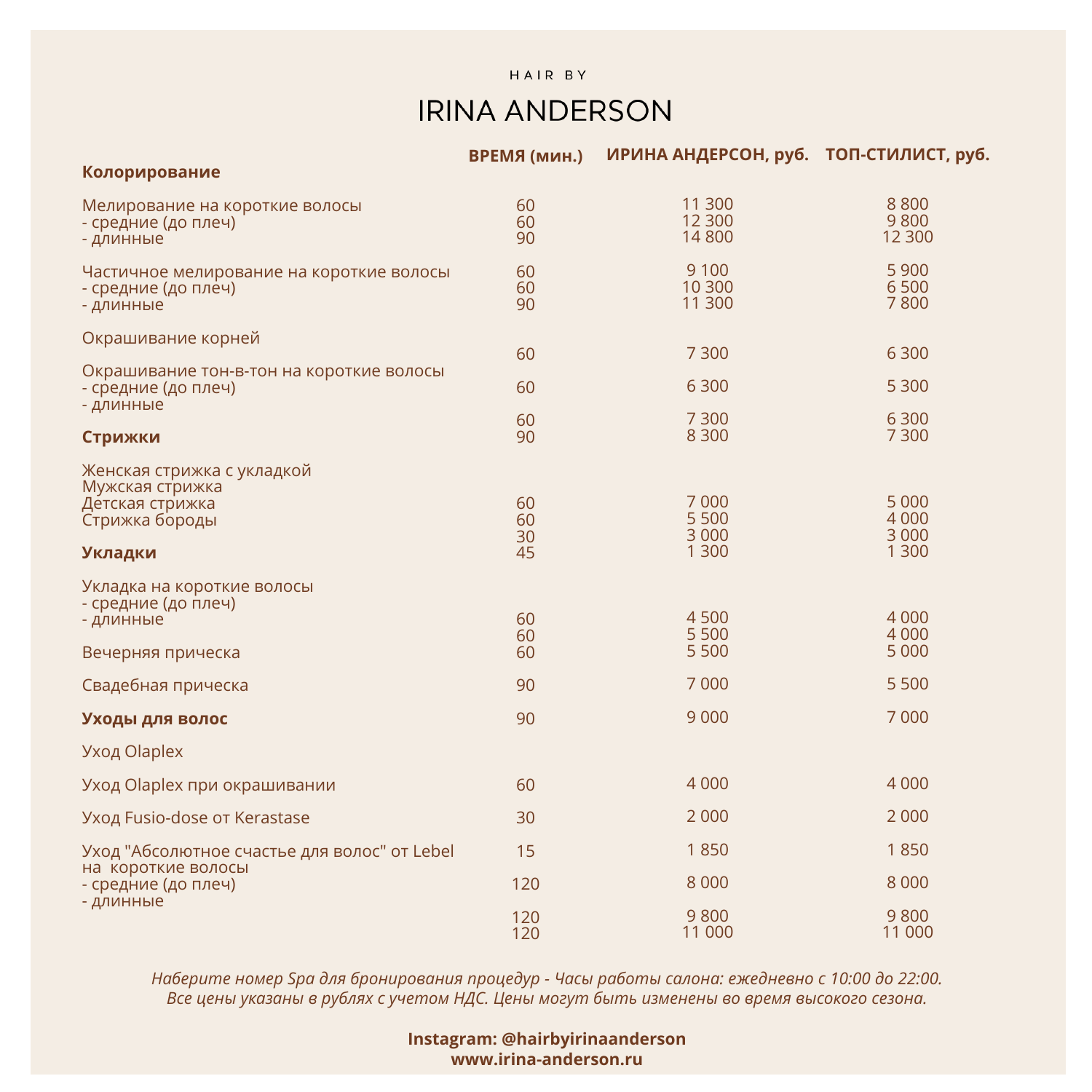HAIR BY

# IRINA ANDERSON

| | ВРЕМЯ (мин.) | ИРИНА АНДЕРСОН, руб. | ТОП-СТИЛИСТ, руб. |
|---|---|---|---|
| **Колорирование** | | | |
| Мелирование на короткие волосы | 60 | 11 300 | 8 800 |
| - средние (до плеч) | 60 | 12 300 | 9 800 |
| - длинные | 90 | 14 800 | 12 300 |
| Частичное мелирование на короткие волосы | 60 | 9 100 | 5 900 |
| - средние (до плеч) | 60 | 10 300 | 6 500 |
| - длинные | 90 | 11 300 | 7 800 |
| Окрашивание корней | 60 | 7 300 | 6 300 |
| Окрашивание тон-в-тон на короткие волосы | 60 | 6 300 | 5 300 |
| - средние (до плеч) | 60 | 7 300 | 6 300 |
| - длинные | 90 | 8 300 | 7 300 |
| **Стрижки** | | | |
| Женская стрижка с укладкой | 60 | 7 000 | 5 000 |
| Мужская стрижка | 60 | 5 500 | 4 000 |
| Детская стрижка | 30 | 3 000 | 3 000 |
| Стрижка бороды | 45 | 1 300 | 1 300 |
| **Укладки** | | | |
| Укладка на короткие волосы | 60 | 4 500 | 4 000 |
| - средние (до плеч) | 60 | 5 500 | 4 000 |
| - длинные | 60 | 5 500 | 5 000 |
| Вечерняя прическа | 90 | 7 000 | 5 500 |
| Свадебная прическа | 90 | 9 000 | 7 000 |
| **Уходы для волос** | | | |
| Уход Olaplex | 60 | 4 000 | 4 000 |
| Уход Olaplex при окрашивании | 30 | 2 000 | 2 000 |
| Уход Fusio-dose от Kerastase | 15 | 1 850 | 1 850 |
| Уход "Абсолютное счастье для волос" от Lebel на короткие волосы | 120 | 8 000 | 8 000 |
| - средние (до плеч) | 120 | 9 800 | 9 800 |
| - длинные | 120 | 11 000 | 11 000 |

*Наберите номер Spa для бронирования процедур - Часы работы салона: ежедневно с 10:00 до 22:00.*
*Все цены указаны в рублях с учетом НДС. Цены могут быть изменены во время высокого сезона.*

**Instagram: @hairbyirinaanderson**
**www.irina-anderson.ru**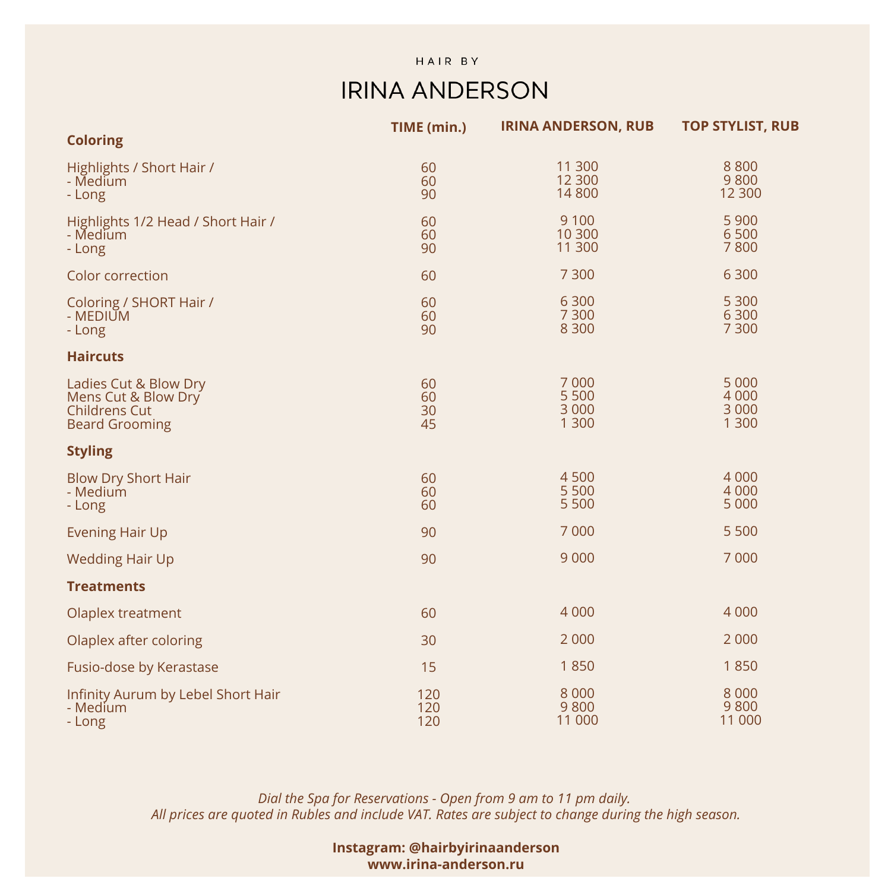HAIR BY

# IRINA ANDERSON

| | TIME (min.) | IRINA ANDERSON, RUB | TOP STYLIST, RUB |
|---|---|---|---|
| **Coloring** | | | |
| Highlights / Short Hair / | 60 | 11 300 | 8 800 |
| - Medium | 60 | 12 300 | 9 800 |
| - Long | 90 | 14 800 | 12 300 |
| Highlights 1/2 Head / Short Hair / | 60 | 9 100 | 5 900 |
| - Medium | 60 | 10 300 | 6 500 |
| - Long | 90 | 11 300 | 7 800 |
| Color correction | 60 | 7 300 | 6 300 |
| Coloring / SHORT Hair / | 60 | 6 300 | 5 300 |
| - MEDIUM | 60 | 7 300 | 6 300 |
| - Long | 90 | 8 300 | 7 300 |
| **Haircuts** | | | |
| Ladies Cut & Blow Dry | 60 | 7 000 | 5 000 |
| Mens Cut & Blow Dry | 60 | 5 500 | 4 000 |
| Childrens Cut | 30 | 3 000 | 3 000 |
| Beard Grooming | 45 | 1 300 | 1 300 |
| **Styling** | | | |
| Blow Dry Short Hair | 60 | 4 500 | 4 000 |
| - Medium | 60 | 5 500 | 4 000 |
| - Long | 60 | 5 500 | 5 000 |
| Evening Hair Up | 90 | 7 000 | 5 500 |
| Wedding Hair Up | 90 | 9 000 | 7 000 |
| **Treatments** | | | |
| Olaplex treatment | 60 | 4 000 | 4 000 |
| Olaplex after coloring | 30 | 2 000 | 2 000 |
| Fusio-dose by Kerastase | 15 | 1 850 | 1 850 |
| Infinity Aurum by Lebel Short Hair | 120 | 8 000 | 8 000 |
| - Medium | 120 | 9 800 | 9 800 |
| - Long | 120 | 11 000 | 11 000 |

*Dial the Spa for Reservations - Open from 9 am to 11 pm daily.*
*All prices are quoted in Rubles and include VAT. Rates are subject to change during the high season.*

**Instagram: @hairbyirinaanderson**
**www.irina-anderson.ru**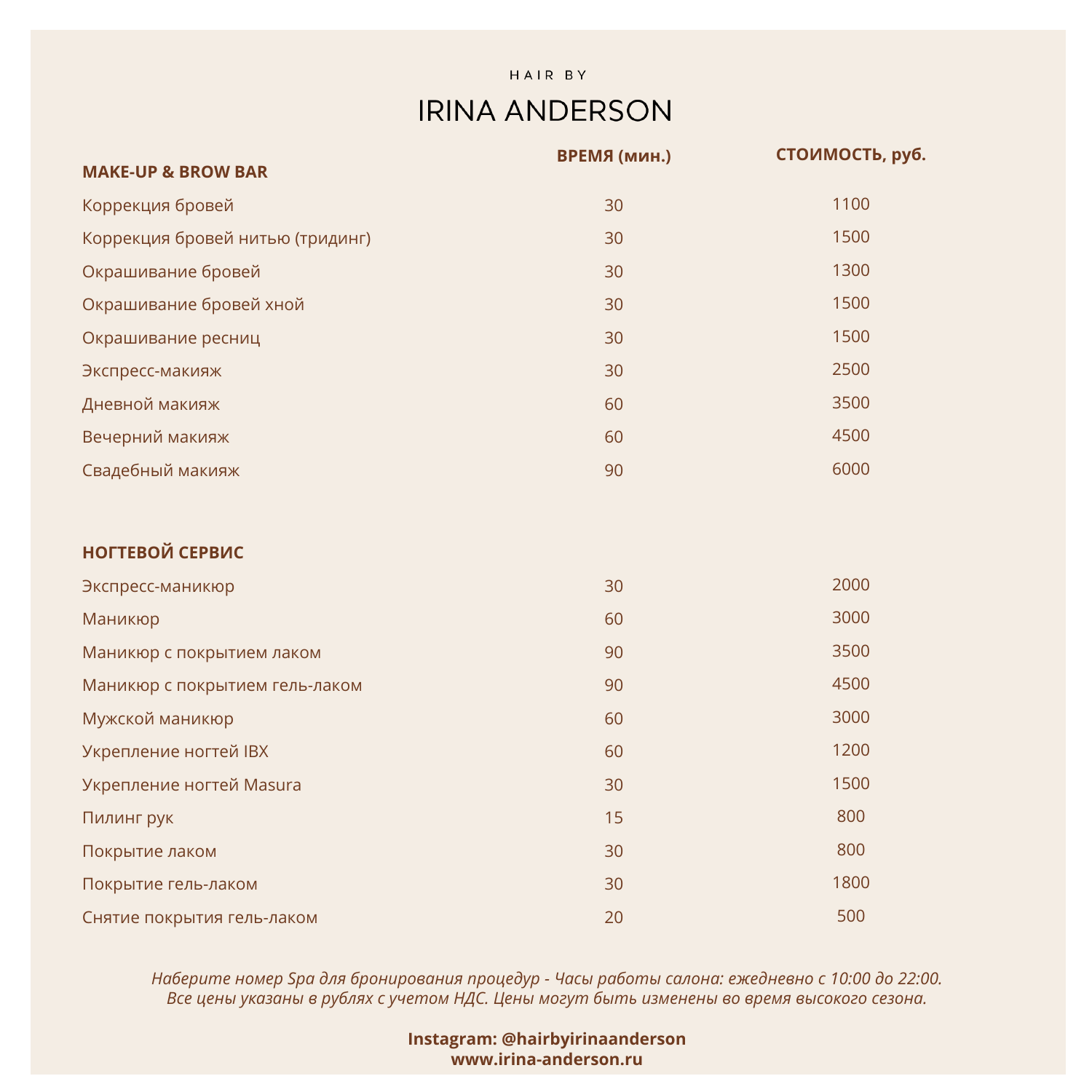HAIR BY

# IRINA ANDERSON

| MAKE-UP & BROW BAR | ВРЕМЯ (мин.) | СТОИМОСТЬ, руб. |
|---|---|---|
| Коррекция бровей | 30 | 1100 |
| Коррекция бровей нитью (тридинг) | 30 | 1500 |
| Окрашивание бровей | 30 | 1300 |
| Окрашивание бровей хной | 30 | 1500 |
| Окрашивание ресниц | 30 | 1500 |
| Экспресс-макияж | 30 | 2500 |
| Дневной макияж | 60 | 3500 |
| Вечерний макияж | 60 | 4500 |
| Свадебный макияж | 90 | 6000 |

| НОГТЕВОЙ СЕРВИС | | |
|---|---|---|
| Экспресс-маникюр | 30 | 2000 |
| Маникюр | 60 | 3000 |
| Маникюр с покрытием лаком | 90 | 3500 |
| Маникюр с покрытием гель-лаком | 90 | 4500 |
| Мужской маникюр | 60 | 3000 |
| Укрепление ногтей IBX | 60 | 1200 |
| Укрепление ногтей Masura | 30 | 1500 |
| Пилинг рук | 15 | 800 |
| Покрытие лаком | 30 | 800 |
| Покрытие гель-лаком | 30 | 1800 |
| Снятие покрытия гель-лаком | 20 | 500 |

*Наберите номер Spa для бронирования процедур - Часы работы салона: ежедневно с 10:00 до 22:00.*
*Все цены указаны в рублях с учетом НДС. Цены могут быть изменены во время высокого сезона.*

**Instagram: @hairbyirinaanderson**
**www.irina-anderson.ru**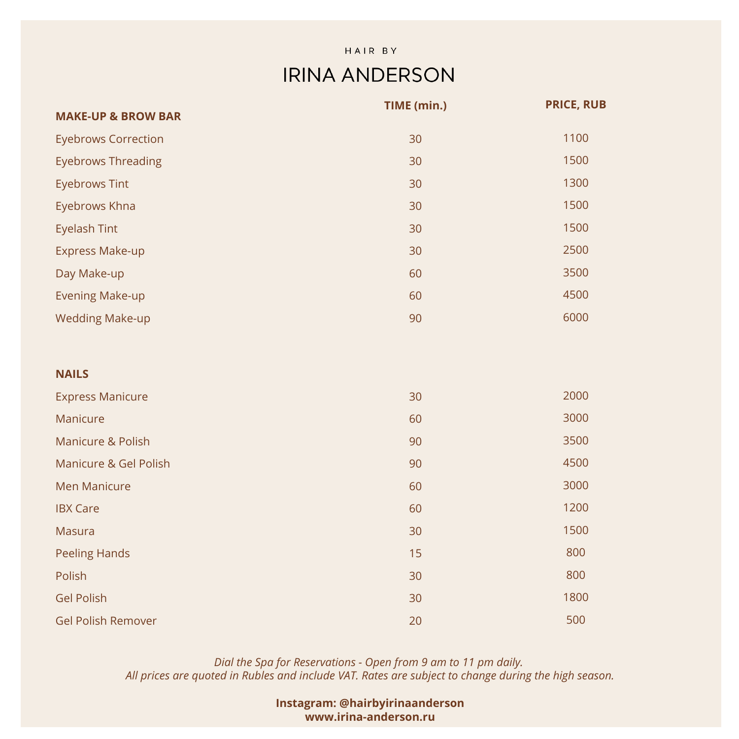HAIR BY

# IRINA ANDERSON

| MAKE-UP & BROW BAR | TIME (min.) | PRICE, RUB |
|---|---|---|
| Eyebrows Correction | 30 | 1100 |
| Eyebrows Threading | 30 | 1500 |
| Eyebrows Tint | 30 | 1300 |
| Eyebrows Khna | 30 | 1500 |
| Eyelash Tint | 30 | 1500 |
| Express Make-up | 30 | 2500 |
| Day Make-up | 60 | 3500 |
| Evening Make-up | 60 | 4500 |
| Wedding Make-up | 90 | 6000 |

| NAILS | | |
|---|---|---|
| Express Manicure | 30 | 2000 |
| Manicure | 60 | 3000 |
| Manicure & Polish | 90 | 3500 |
| Manicure & Gel Polish | 90 | 4500 |
| Men Manicure | 60 | 3000 |
| IBX Care | 60 | 1200 |
| Masura | 30 | 1500 |
| Peeling Hands | 15 | 800 |
| Polish | 30 | 800 |
| Gel Polish | 30 | 1800 |
| Gel Polish Remover | 20 | 500 |

*Dial the Spa for Reservations - Open from 9 am to 11 pm daily.*
*All prices are quoted in Rubles and include VAT. Rates are subject to change during the high season.*

**Instagram: @hairbyirinaanderson**
**www.irina-anderson.ru**